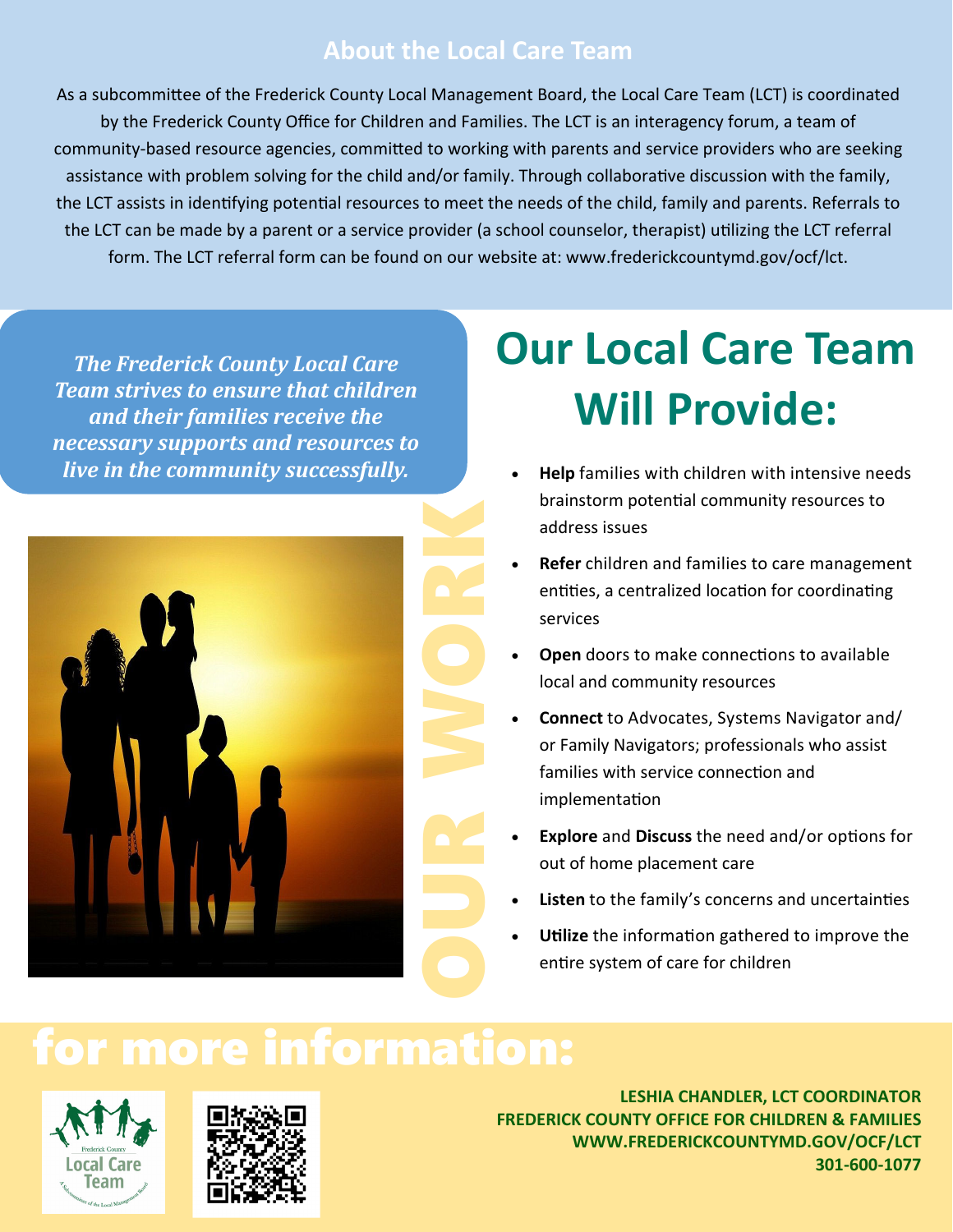## About the Local Care Team

As a subcommittee of the Frederick County Local Management Board, the Local Care Team (LCT) is coordinated by the Frederick County Office for Children and Families. The LCT is an interagency forum, a team of community-based resource agencies, committed to working with parents and service providers who are seeking assistance with problem solving for the child and/or family. Through collaborative discussion with the family, the LCT assists in identifying potential resources to meet the needs of the child, family and parents. Referrals to the LCT can be made by a parent or a service provider (a school counselor, therapist) utilizing the LCT referral form. The LCT referral form can be found on our website at: www.frederickcountymd.gov/ocf/lct.

***The Frederick County Local Care Team strives to ensure that children and their families receive the necessary supports and resources to live in the community successfully.***

OUR WORK

# Our Local Care Team Will Provide:

- **Help** families with children with intensive needs brainstorm potential community resources to address issues
- **Refer** children and families to care management entities, a centralized location for coordinating services
- **Open** doors to make connections to available local and community resources
- **Connect** to Advocates, Systems Navigator and/or Family Navigators; professionals who assist families with service connection and implementation
- **Explore** and **Discuss** the need and/or options for out of home placement care
- **Listen** to the family's concerns and uncertainties
- **Utilize** the information gathered to improve the entire system of care for children

## for more information:

**LESHIA CHANDLER, LCT COORDINATOR**
**FREDERICK COUNTY OFFICE FOR CHILDREN & FAMILIES**
**WWW.FREDERICKCOUNTYMD.GOV/OCF/LCT**
**301-600-1077**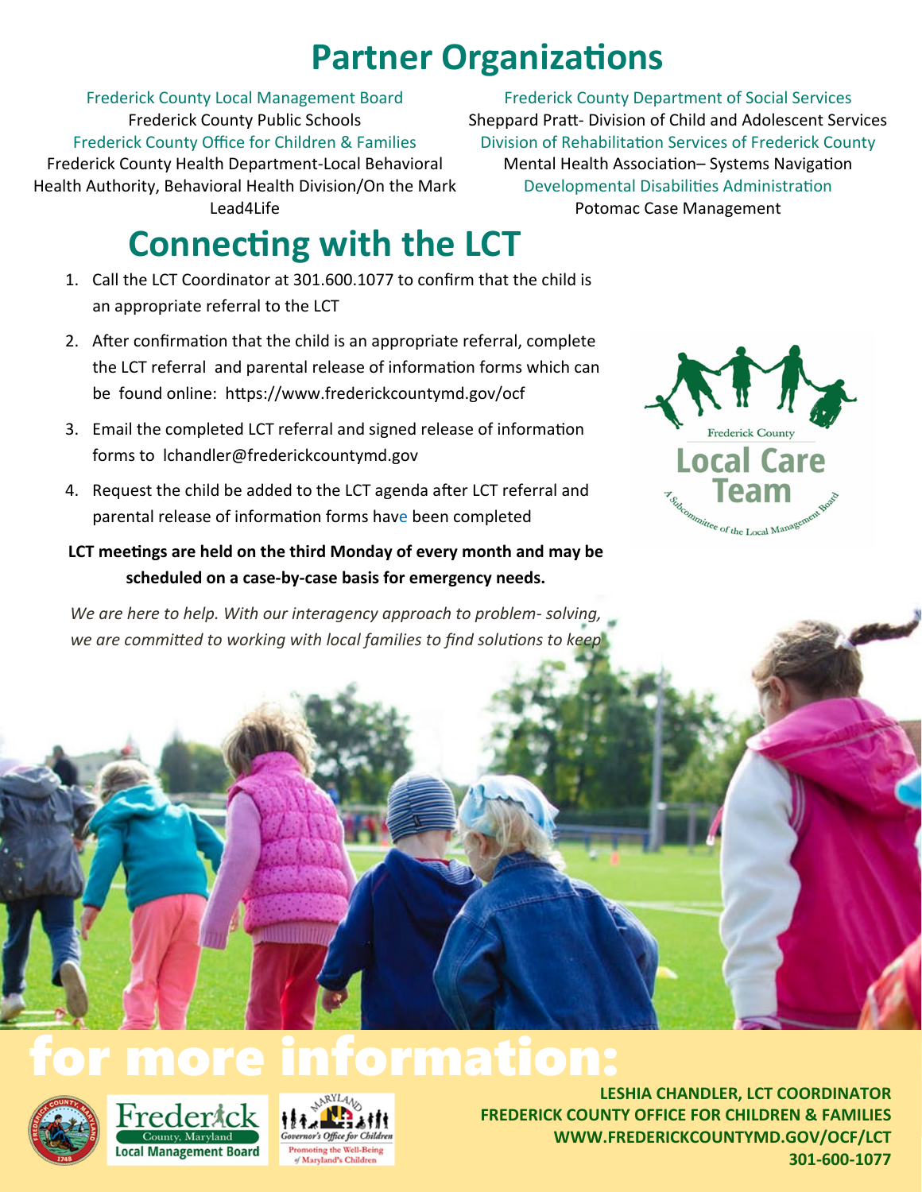# Partner Organizations

Frederick County Local Management Board
Frederick County Public Schools
Frederick County Office for Children & Families
Frederick County Health Department-Local Behavioral Health Authority, Behavioral Health Division/On the Mark
Lead4Life

Frederick County Department of Social Services
Sheppard Pratt- Division of Child and Adolescent Services
Division of Rehabilitation Services of Frederick County
Mental Health Association– Systems Navigation
Developmental Disabilities Administration
Potomac Case Management

# Connecting with the LCT

1. Call the LCT Coordinator at 301.600.1077 to confirm that the child is an appropriate referral to the LCT
2. After confirmation that the child is an appropriate referral, complete the LCT referral and parental release of information forms which can be found online: https://www.frederickcountymd.gov/ocf
3. Email the completed LCT referral and signed release of information forms to lchandler@frederickcountymd.gov
4. Request the child be added to the LCT agenda after LCT referral and parental release of information forms have been completed

**LCT meetings are held on the third Monday of every month and may be scheduled on a case-by-case basis for emergency needs.**

*We are here to help. With our interagency approach to problem- solving, we are committed to working with local families to find solutions to keep*

Frederick County
Local Care Team
A Subcommittee of the Local Management Board

# for more information:

**LESHIA CHANDLER, LCT COORDINATOR**
**FREDERICK COUNTY OFFICE FOR CHILDREN & FAMILIES**
**WWW.FREDERICKCOUNTYMD.GOV/OCF/LCT**
**301-600-1077**

Frederick County, Maryland
Local Management Board

Governor's Office for Children
Promoting the Well-Being of Maryland's Children